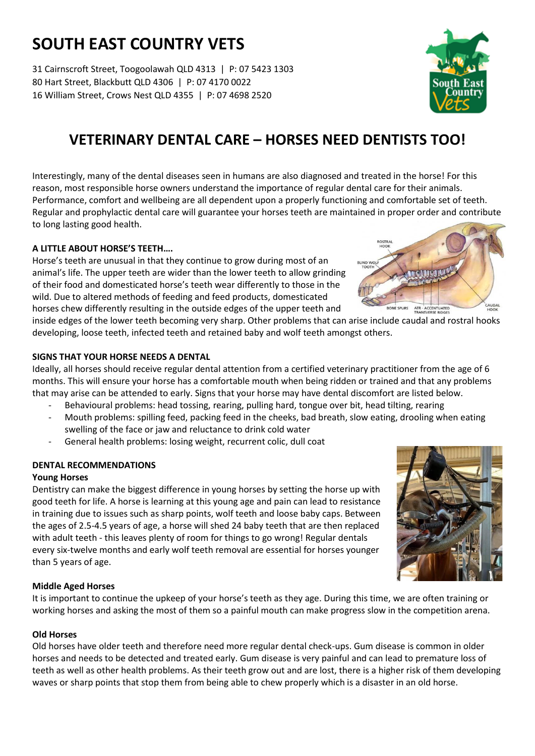# SOUTH EAST COUNTRY VETS

31 Cairnscroft Street, Toogoolawah QLD 4313 | P: 07 5423 1303
80 Hart Street, Blackbutt QLD 4306 | P: 07 4170 0022
16 William Street, Crows Nest QLD 4355 | P: 07 4698 2520

## VETERINARY DENTAL CARE – HORSES NEED DENTISTS TOO!

Interestingly, many of the dental diseases seen in humans are also diagnosed and treated in the horse! For this reason, most responsible horse owners understand the importance of regular dental care for their animals. Performance, comfort and wellbeing are all dependent upon a properly functioning and comfortable set of teeth. Regular and prophylactic dental care will guarantee your horses teeth are maintained in proper order and contribute to long lasting good health.

**A LITTLE ABOUT HORSE'S TEETH….**

Horse's teeth are unusual in that they continue to grow during most of an animal's life. The upper teeth are wider than the lower teeth to allow grinding of their food and domesticated horse's teeth wear differently to those in the wild. Due to altered methods of feeding and feed products, domesticated horses chew differently resulting in the outside edges of the upper teeth and inside edges of the lower teeth becoming very sharp. Other problems that can arise include caudal and rostral hooks developing, loose teeth, infected teeth and retained baby and wolf teeth amongst others.

**SIGNS THAT YOUR HORSE NEEDS A DENTAL**

Ideally, all horses should receive regular dental attention from a certified veterinary practitioner from the age of 6 months. This will ensure your horse has a comfortable mouth when being ridden or trained and that any problems that may arise can be attended to early. Signs that your horse may have dental discomfort are listed below.

- Behavioural problems: head tossing, rearing, pulling hard, tongue over bit, head tilting, rearing
- Mouth problems: spilling feed, packing feed in the cheeks, bad breath, slow eating, drooling when eating swelling of the face or jaw and reluctance to drink cold water
- General health problems: losing weight, recurrent colic, dull coat

**DENTAL RECOMMENDATIONS**

**Young Horses**

Dentistry can make the biggest difference in young horses by setting the horse up with good teeth for life. A horse is learning at this young age and pain can lead to resistance in training due to issues such as sharp points, wolf teeth and loose baby caps. Between the ages of 2.5-4.5 years of age, a horse will shed 24 baby teeth that are then replaced with adult teeth - this leaves plenty of room for things to go wrong! Regular dentals every six-twelve months and early wolf teeth removal are essential for horses younger than 5 years of age.

**Middle Aged Horses**

It is important to continue the upkeep of your horse's teeth as they age. During this time, we are often training or working horses and asking the most of them so a painful mouth can make progress slow in the competition arena.

**Old Horses**

Old horses have older teeth and therefore need more regular dental check-ups. Gum disease is common in older horses and needs to be detected and treated early. Gum disease is very painful and can lead to premature loss of teeth as well as other health problems. As their teeth grow out and are lost, there is a higher risk of them developing waves or sharp points that stop them from being able to chew properly which is a disaster in an old horse.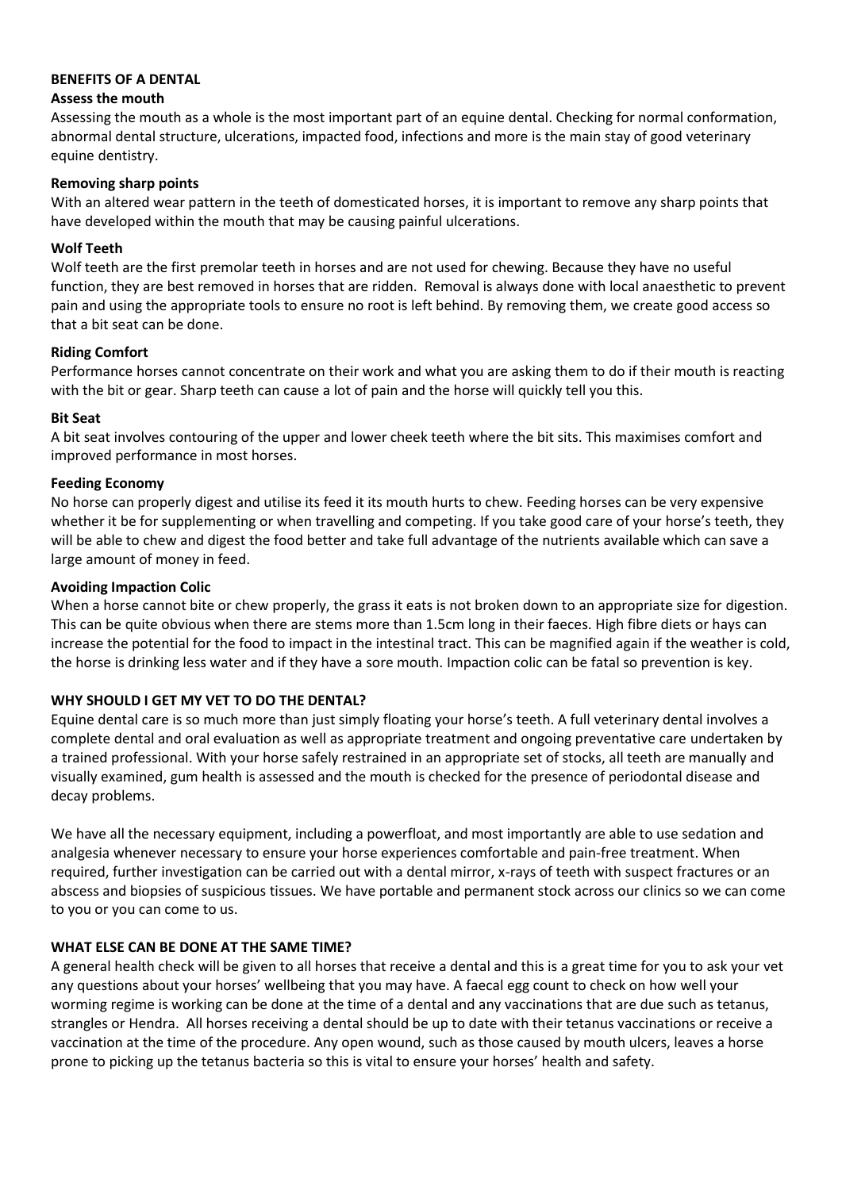## BENEFITS OF A DENTAL

### Assess the mouth

Assessing the mouth as a whole is the most important part of an equine dental. Checking for normal conformation, abnormal dental structure, ulcerations, impacted food, infections and more is the main stay of good veterinary equine dentistry.

### Removing sharp points

With an altered wear pattern in the teeth of domesticated horses, it is important to remove any sharp points that have developed within the mouth that may be causing painful ulcerations.

### Wolf Teeth

Wolf teeth are the first premolar teeth in horses and are not used for chewing. Because they have no useful function, they are best removed in horses that are ridden. Removal is always done with local anaesthetic to prevent pain and using the appropriate tools to ensure no root is left behind. By removing them, we create good access so that a bit seat can be done.

### Riding Comfort

Performance horses cannot concentrate on their work and what you are asking them to do if their mouth is reacting with the bit or gear. Sharp teeth can cause a lot of pain and the horse will quickly tell you this.

### Bit Seat

A bit seat involves contouring of the upper and lower cheek teeth where the bit sits. This maximises comfort and improved performance in most horses.

### Feeding Economy

No horse can properly digest and utilise its feed it its mouth hurts to chew. Feeding horses can be very expensive whether it be for supplementing or when travelling and competing. If you take good care of your horse's teeth, they will be able to chew and digest the food better and take full advantage of the nutrients available which can save a large amount of money in feed.

### Avoiding Impaction Colic

When a horse cannot bite or chew properly, the grass it eats is not broken down to an appropriate size for digestion. This can be quite obvious when there are stems more than 1.5cm long in their faeces. High fibre diets or hays can increase the potential for the food to impact in the intestinal tract. This can be magnified again if the weather is cold, the horse is drinking less water and if they have a sore mouth. Impaction colic can be fatal so prevention is key.

## WHY SHOULD I GET MY VET TO DO THE DENTAL?

Equine dental care is so much more than just simply floating your horse's teeth. A full veterinary dental involves a complete dental and oral evaluation as well as appropriate treatment and ongoing preventative care undertaken by a trained professional. With your horse safely restrained in an appropriate set of stocks, all teeth are manually and visually examined, gum health is assessed and the mouth is checked for the presence of periodontal disease and decay problems.

We have all the necessary equipment, including a powerfloat, and most importantly are able to use sedation and analgesia whenever necessary to ensure your horse experiences comfortable and pain-free treatment. When required, further investigation can be carried out with a dental mirror, x-rays of teeth with suspect fractures or an abscess and biopsies of suspicious tissues. We have portable and permanent stock across our clinics so we can come to you or you can come to us.

## WHAT ELSE CAN BE DONE AT THE SAME TIME?

A general health check will be given to all horses that receive a dental and this is a great time for you to ask your vet any questions about your horses' wellbeing that you may have. A faecal egg count to check on how well your worming regime is working can be done at the time of a dental and any vaccinations that are due such as tetanus, strangles or Hendra. All horses receiving a dental should be up to date with their tetanus vaccinations or receive a vaccination at the time of the procedure. Any open wound, such as those caused by mouth ulcers, leaves a horse prone to picking up the tetanus bacteria so this is vital to ensure your horses' health and safety.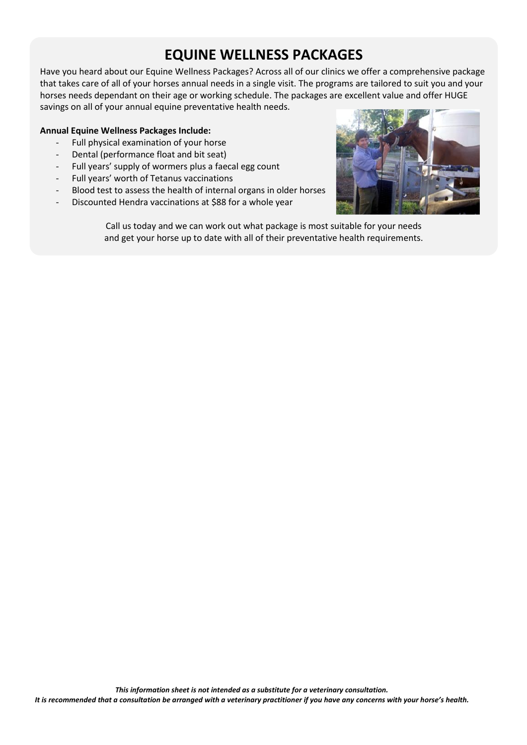# EQUINE WELLNESS PACKAGES

Have you heard about our Equine Wellness Packages? Across all of our clinics we offer a comprehensive package that takes care of all of your horses annual needs in a single visit. The programs are tailored to suit you and your horses needs dependant on their age or working schedule. The packages are excellent value and offer HUGE savings on all of your annual equine preventative health needs.

**Annual Equine Wellness Packages Include:**

- Full physical examination of your horse
- Dental (performance float and bit seat)
- Full years' supply of wormers plus a faecal egg count
- Full years' worth of Tetanus vaccinations
- Blood test to assess the health of internal organs in older horses
- Discounted Hendra vaccinations at $88 for a whole year

Call us today and we can work out what package is most suitable for your needs and get your horse up to date with all of their preventative health requirements.

***This information sheet is not intended as a substitute for a veterinary consultation.***
***It is recommended that a consultation be arranged with a veterinary practitioner if you have any concerns with your horse's health.***